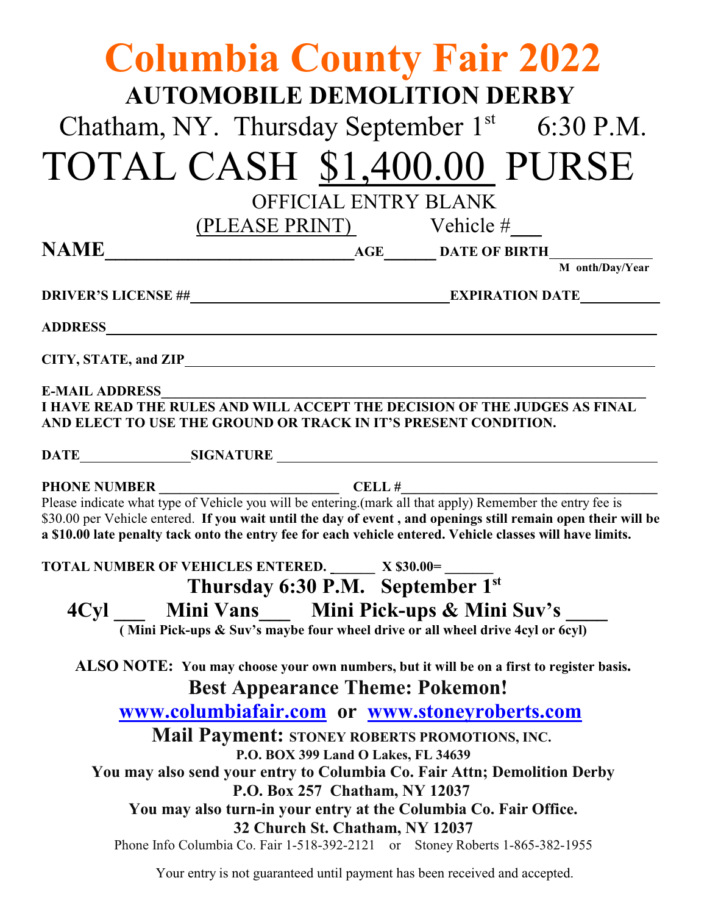# Columbia County Fair 2022

## AUTOMOBILE DEMOLITION DERBY

Chatham, NY. Thursday September 1st 6:30 P.M.

# TOTAL CASH $1,400.00 PURSE

OFFICIAL ENTRY BLANK

(PLEASE PRINT) Vehicle #___

**NAME**___________________________ **AGE**______ **DATE OF BIRTH**_____________
**Month/Day/Year**

**DRIVER'S LICENSE ##**________________________________ **EXPIRATION DATE**__________

**ADDRESS**______________________________________________________________

**CITY, STATE, and ZIP**_____________________________________________________

**E-MAIL ADDRESS**________________________________________________________

**I HAVE READ THE RULES AND WILL ACCEPT THE DECISION OF THE JUDGES AS FINAL AND ELECT TO USE THE GROUND OR TRACK IN IT'S PRESENT CONDITION.**

**DATE**_______________ **SIGNATURE** ____________________________________________

**PHONE NUMBER** ________________________ **CELL #**_______________________________

Please indicate what type of Vehicle you will be entering.(mark all that apply) Remember the entry fee is $30.00 per Vehicle entered. **If you wait until the day of event , and openings still remain open their will be a $10.00 late penalty tack onto the entry fee for each vehicle entered. Vehicle classes will have limits.**

**TOTAL NUMBER OF VEHICLES ENTERED. ______ X $30.00= ______**

**Thursday 6:30 P.M. September 1st**

**4Cyl ___ Mini Vans___ Mini Pick-ups & Mini Suv's ____**

**( Mini Pick-ups & Suv's maybe four wheel drive or all wheel drive 4cyl or 6cyl)**

**ALSO NOTE: You may choose your own numbers, but it will be on a first to register basis.**

**Best Appearance Theme: Pokemon!**

**www.columbiafair.com or www.stoneyroberts.com**

**Mail Payment: STONEY ROBERTS PROMOTIONS, INC.**
**P.O. BOX 399 Land O Lakes, FL 34639**

**You may also send your entry to Columbia Co. Fair Attn; Demolition Derby**
**P.O. Box 257 Chatham, NY 12037**

**You may also turn-in your entry at the Columbia Co. Fair Office.**
**32 Church St. Chatham, NY 12037**

Phone Info Columbia Co. Fair 1-518-392-2121 or Stoney Roberts 1-865-382-1955

Your entry is not guaranteed until payment has been received and accepted.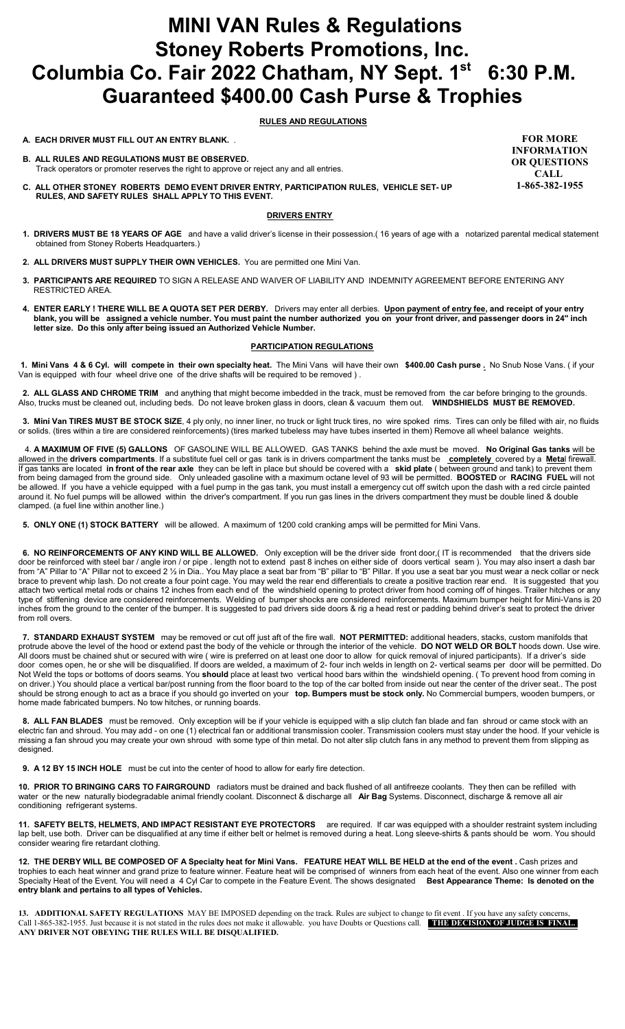# MINI VAN Rules & Regulations
# Stoney Roberts Promotions, Inc.
# Columbia Co. Fair 2022 Chatham, NY Sept. 1st 6:30 P.M.
# Guaranteed $400.00 Cash Purse & Trophies

**RULES AND REGULATIONS**

**FOR MORE INFORMATION OR QUESTIONS CALL 1-865-382-1955**

**A. EACH DRIVER MUST FILL OUT AN ENTRY BLANK.** .

**B. ALL RULES AND REGULATIONS MUST BE OBSERVED.**
Track operators or promoter reserves the right to approve or reject any and all entries.

**C. ALL OTHER STONEY ROBERTS DEMO EVENT DRIVER ENTRY, PARTICIPATION RULES, VEHICLE SET- UP RULES, AND SAFETY RULES SHALL APPLY TO THIS EVENT.**

**DRIVERS ENTRY**

1. **DRIVERS MUST BE 18 YEARS OF AGE** and have a valid driver's license in their possession.( 16 years of age with a notarized parental medical statement obtained from Stoney Roberts Headquarters.)

2. **ALL DRIVERS MUST SUPPLY THEIR OWN VEHICLES.** You are permitted one Mini Van.

3. **PARTICIPANTS ARE REQUIRED** TO SIGN A RELEASE AND WAIVER OF LIABILITY AND INDEMNITY AGREEMENT BEFORE ENTERING ANY RESTRICTED AREA.

4. **ENTER EARLY ! THERE WILL BE A QUOTA SET PER DERBY.** Drivers may enter all derbies. **Upon payment of entry fee, and receipt of your entry blank, you will be assigned a vehicle number. You must paint the number authorized you on your front driver, and passenger doors in 24" inch letter size. Do this only after being issued an Authorized Vehicle Number.**

**PARTICIPATION REGULATIONS**

1. **Mini Vans 4 & 6 Cyl. will compete in their own specialty heat.** The Mini Vans will have their own **$400.00 Cash purse .** No Snub Nose Vans. ( if your Van is equipped with four wheel drive one of the drive shafts will be required to be removed ) .

2. **ALL GLASS AND CHROME TRIM** and anything that might become imbedded in the track, must be removed from the car before bringing to the grounds. Also, trucks must be cleaned out, including beds. Do not leave broken glass in doors, clean & vacuum them out. **WINDSHIELDS MUST BE REMOVED.**

3. **Mini Van TIRES MUST BE STOCK SIZE**, 4 ply only, no inner liner, no truck or light truck tires, no wire spoked rims. Tires can only be filled with air, no fluids or solids. (tires within a tire are considered reinforcements) (tires marked tubeless may have tubes inserted in them) Remove all wheel balance weights.

4. **A MAXIMUM OF FIVE (5) GALLONS** OF GASOLINE WILL BE ALLOWED. GAS TANKS behind the axle must be moved. **No Original Gas tanks** will be allowed in the **drivers compartments**. If a substitute fuel cell or gas tank is in drivers compartment the tanks must be **completely** covered by a **Meta**l firewall. If gas tanks are located **in front of the rear axle** they can be left in place but should be covered with a **skid plate** ( between ground and tank) to prevent them from being damaged from the ground side. Only unleaded gasoline with a maximum octane level of 93 will be permitted. **BOOSTED** or **RACING FUEL** will not be allowed. If you have a vehicle equipped with a fuel pump in the gas tank, you must install a emergency cut off switch upon the dash with a red circle painted around it. No fuel pumps will be allowed within the driver's compartment. If you run gas lines in the drivers compartment they must be double lined & double clamped. (a fuel line within another line.)

5. **ONLY ONE (1) STOCK BATTERY** will be allowed. A maximum of 1200 cold cranking amps will be permitted for Mini Vans.

6. **NO REINFORCEMENTS OF ANY KIND WILL BE ALLOWED.** Only exception will be the driver side front door,( IT is recommended that the drivers side door be reinforced with steel bar / angle iron / or pipe . length not to extend past 8 inches on either side of doors vertical seam ). You may also insert a dash bar from "A" Pillar to "A" Pillar not to exceed 2 ½ in Dia.. You May place a seat bar from "B" pillar to "B" Pillar. If you use a seat bar you must wear a neck collar or neck brace to prevent whip lash. Do not create a four point cage. You may weld the rear end differentials to create a positive traction rear end. It is suggested that you attach two vertical metal rods or chains 12 inches from each end of the windshield opening to protect driver from hood coming off of hinges. Trailer hitches or any type of stiffening device are considered reinforcements. Welding of bumper shocks are considered reinforcements. Maximum bumper height for Mini-Vans is 20 inches from the ground to the center of the bumper. It is suggested to pad drivers side doors & rig a head rest or padding behind driver's seat to protect the driver from roll overs.

7. **STANDARD EXHAUST SYSTEM** may be removed or cut off just aft of the fire wall. **NOT PERMITTED:** additional headers, stacks, custom manifolds that protrude above the level of the hood or extend past the body of the vehicle or through the interior of the vehicle. **DO NOT WELD OR BOLT** hoods down. Use wire. All doors must be chained shut or secured with wire ( wire is preferred on at least one door to allow for quick removal of injured participants). If a driver's side door comes open, he or she will be disqualified. If doors are welded, a maximum of 2- four inch welds in length on 2- vertical seams per door will be permitted. Do Not Weld the tops or bottoms of doors seams. You **should** place at least two vertical hood bars within the windshield opening. ( To prevent hood from coming in on driver.) You should place a vertical bar/post running from the floor board to the top of the car bolted from inside out near the center of the driver seat.. The post should be strong enough to act as a brace if you should go inverted on your **top. Bumpers must be stock only.** No Commercial bumpers, wooden bumpers, or home made fabricated bumpers. No tow hitches, or running boards.

8. **ALL FAN BLADES** must be removed. Only exception will be if your vehicle is equipped with a slip clutch fan blade and fan shroud or came stock with an electric fan and shroud. You may add - on one (1) electrical fan or additional transmission cooler. Transmission coolers must stay under the hood. If your vehicle is missing a fan shroud you may create your own shroud with some type of thin metal. Do not alter slip clutch fans in any method to prevent them from slipping as designed.

9. **A 12 BY 15 INCH HOLE** must be cut into the center of hood to allow for early fire detection.

10. **PRIOR TO BRINGING CARS TO FAIRGROUND** radiators must be drained and back flushed of all antifreeze coolants. They then can be refilled with water or the new naturally biodegradable animal friendly coolant. Disconnect & discharge all **Air Bag** Systems. Disconnect, discharge & remove all air conditioning refrigerant systems.

11. **SAFETY BELTS, HELMETS, AND IMPACT RESISTANT EYE PROTECTORS** are required. If car was equipped with a shoulder restraint system including lap belt, use both. Driver can be disqualified at any time if either belt or helmet is removed during a heat. Long sleeve-shirts & pants should be worn. You should consider wearing fire retardant clothing.

12. **THE DERBY WILL BE COMPOSED OF A Specialty heat for Mini Vans. FEATURE HEAT WILL BE HELD at the end of the event .** Cash prizes and trophies to each heat winner and grand prize to feature winner. Feature heat will be comprised of winners from each heat of the event. Also one winner from each Specialty Heat of the Event. You will need a 4 Cyl Car to compete in the Feature Event. The shows designated **Best Appearance Theme: Is denoted on the entry blank and pertains to all types of Vehicles.**

13. **ADDITIONAL SAFETY REGULATIONS** MAY BE IMPOSED depending on the track. Rules are subject to change to fit event . If you have any safety concerns, Call 1-865-382-1955. Just because it is not stated in the rules does not make it allowable. you have Doubts or Questions call. **THE DECISION OF JUDGE IS FINAL. ANY DRIVER NOT OBEYING THE RULES WILL BE DISQUALIFIED.**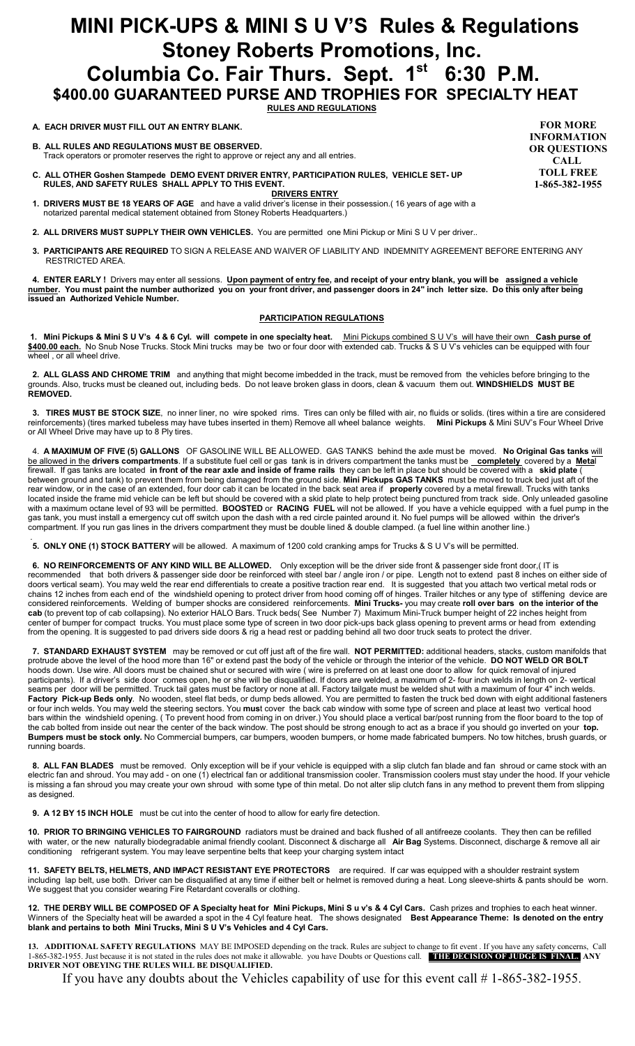# MINI PICK-UPS & MINI S U V'S Rules & Regulations

# Stoney Roberts Promotions, Inc.

# Columbia Co. Fair Thurs. Sept. 1st 6:30 P.M.

## $400.00 GUARANTEED PURSE AND TROPHIES FOR SPECIALTY HEAT

**RULES AND REGULATIONS**

**FOR MORE INFORMATION OR QUESTIONS CALL TOLL FREE 1-865-382-1955**

**A. EACH DRIVER MUST FILL OUT AN ENTRY BLANK.**

**B. ALL RULES AND REGULATIONS MUST BE OBSERVED.**
Track operators or promoter reserves the right to approve or reject any and all entries.

**C. ALL OTHER Goshen Stampede DEMO EVENT DRIVER ENTRY, PARTICIPATION RULES, VEHICLE SET- UP RULES, AND SAFETY RULES SHALL APPLY TO THIS EVENT.**

**DRIVERS ENTRY**

**1. DRIVERS MUST BE 18 YEARS OF AGE** and have a valid driver's license in their possession.( 16 years of age with a notarized parental medical statement obtained from Stoney Roberts Headquarters.)

**2. ALL DRIVERS MUST SUPPLY THEIR OWN VEHICLES.** You are permitted one Mini Pickup or Mini S U V per driver..

**3. PARTICIPANTS ARE REQUIRED** TO SIGN A RELEASE AND WAIVER OF LIABILITY AND INDEMNITY AGREEMENT BEFORE ENTERING ANY RESTRICTED AREA.

**4. ENTER EARLY !** Drivers may enter all sessions. **Upon payment of entry fee, and receipt of your entry blank, you will be assigned a vehicle number. You must paint the number authorized you on your front driver, and passenger doors in 24" inch letter size. Do this only after being issued an Authorized Vehicle Number.**

**PARTICIPATION REGULATIONS**

**1. Mini Pickups & Mini S U V's 4 & 6 Cyl. will compete in one specialty heat.** Mini Pickups combined S U V's will have their own **Cash purse of $400.00 each.** No Snub Nose Trucks. Stock Mini trucks may be two or four door with extended cab. Trucks & S U V's vehicles can be equipped with four wheel , or all wheel drive.

**2. ALL GLASS AND CHROME TRIM** and anything that might become imbedded in the track, must be removed from the vehicles before bringing to the grounds. Also, trucks must be cleaned out, including beds. Do not leave broken glass in doors, clean & vacuum them out. **WINDSHIELDS MUST BE REMOVED.**

**3. TIRES MUST BE STOCK SIZE**, no inner liner, no wire spoked rims. Tires can only be filled with air, no fluids or solids. (tires within a tire are considered reinforcements) (tires marked tubeless may have tubes inserted in them) Remove all wheel balance weights. **Mini Pickups** & Mini SUV's Four Wheel Drive or All Wheel Drive may have up to 8 Ply tires.

4. **A MAXIMUM OF FIVE (5) GALLONS** OF GASOLINE WILL BE ALLOWED. GAS TANKS behind the axle must be moved. **No Original Gas tanks will be allowed in the drivers compartments**. If a substitute fuel cell or gas tank is in drivers compartment the tanks must be **completely** covered by a **Metal** firewall. If gas tanks are located **in front of the rear axle and inside of frame rails** they can be left in place but should be covered with a **skid plate** ( between ground and tank) to prevent them from being damaged from the ground side. **Mini Pickups GAS TANKS** must be moved to truck bed just aft of the rear window, or in the case of an extended, four door cab it can be located in the back seat area if **properly** covered by a metal firewall. Trucks with tanks located inside the frame mid vehicle can be left but should be covered with a skid plate to help protect being punctured from track side. Only unleaded gasoline with a maximum octane level of 93 will be permitted. **BOOSTED** or **RACING FUEL** will not be allowed. If you have a vehicle equipped with a fuel pump in the gas tank, you must install a emergency cut off switch upon the dash with a red circle painted around it. No fuel pumps will be allowed within the driver's compartment. If you run gas lines in the drivers compartment they must be double lined & double clamped. (a fuel line within another line.)

**5. ONLY ONE (1) STOCK BATTERY** will be allowed. A maximum of 1200 cold cranking amps for Trucks & S U V's will be permitted.

**6. NO REINFORCEMENTS OF ANY KIND WILL BE ALLOWED.** Only exception will be the driver side front & passenger side front door,( IT is recommended that both drivers & passenger side door be reinforced with steel bar / angle iron / or pipe. Length not to extend past 8 inches on either side of doors vertical seam). You may weld the rear end differentials to create a positive traction rear end. It is suggested that you attach two vertical metal rods or chains 12 inches from each end of the windshield opening to protect driver from hood coming off of hinges. Trailer hitches or any type of stiffening device are considered reinforcements. Welding of bumper shocks are considered reinforcements. **Mini Trucks-** you may create **roll over bars on the interior of the cab** (to prevent top of cab collapsing). No exterior HALO Bars. Truck beds( See Number 7) Maximum Mini-Truck bumper height of 22 inches height from center of bumper for compact trucks. You must place some type of screen in two door pick-ups back glass opening to prevent arms or head from extending from the opening. It is suggested to pad drivers side doors & rig a head rest or padding behind all two door truck seats to protect the driver.

**7. STANDARD EXHAUST SYSTEM** may be removed or cut off just aft of the fire wall. **NOT PERMITTED:** additional headers, stacks, custom manifolds that protrude above the level of the hood more than 16" or extend past the body of the vehicle or through the interior of the vehicle. **DO NOT WELD OR BOLT** hoods down. Use wire. All doors must be chained shut or secured with wire ( wire is preferred on at least one door to allow for quick removal of injured participants). If a driver's side door comes open, he or she will be disqualified. If doors are welded, a maximum of 2- four inch welds in length on 2- vertical seams per door will be permitted. Truck tail gates must be factory or none at all. Factory tailgate must be welded shut with a maximum of four 4" inch welds. **Factory Pick-up Beds only**. No wooden, steel flat beds, or dump beds allowed. You are permitted to fasten the truck bed down with eight additional fasteners or four inch welds. You may weld the steering sectors. You **must** cover the back cab window with some type of screen and place at least two vertical hood bars within the windshield opening. ( To prevent hood from coming in on driver.) You should place a vertical bar/post running from the floor board to the top of the cab bolted from inside out near the center of the back window. The post should be strong enough to act as a brace if you should go inverted on your **top. Bumpers must be stock only.** No Commercial bumpers, car bumpers, wooden bumpers, or home made fabricated bumpers. No tow hitches, brush guards, or running boards.

**8. ALL FAN BLADES** must be removed. Only exception will be if your vehicle is equipped with a slip clutch fan blade and fan shroud or came stock with an electric fan and shroud. You may add - on one (1) electrical fan or additional transmission cooler. Transmission coolers must stay under the hood. If your vehicle is missing a fan shroud you may create your own shroud with some type of thin metal. Do not alter slip clutch fans in any method to prevent them from slipping as designed.

**9. A 12 BY 15 INCH HOLE** must be cut into the center of hood to allow for early fire detection.

**10. PRIOR TO BRINGING VEHICLES TO FAIRGROUND** radiators must be drained and back flushed of all antifreeze coolants. They then can be refilled with water, or the new naturally biodegradable animal friendly coolant. Disconnect & discharge all **Air Bag** Systems. Disconnect, discharge & remove all air conditioning refrigerant system. You may leave serpentine belts that keep your charging system intact

**11. SAFETY BELTS, HELMETS, AND IMPACT RESISTANT EYE PROTECTORS** are required. If car was equipped with a shoulder restraint system including lap belt, use both. Driver can be disqualified at any time if either belt or helmet is removed during a heat. Long sleeve-shirts & pants should be worn. We suggest that you consider wearing Fire Retardant coveralls or clothing.

**12. THE DERBY WILL BE COMPOSED OF A Specialty heat for Mini Pickups, Mini S u v's & 4 Cyl Cars.** Cash prizes and trophies to each heat winner. Winners of the Specialty heat will be awarded a spot in the 4 Cyl feature heat. The shows designated **Best Appearance Theme: Is denoted on the entry blank and pertains to both Mini Trucks, Mini S U V's Vehicles and 4 Cyl Cars.**

**13. ADDITIONAL SAFETY REGULATIONS** MAY BE IMPOSED depending on the track. Rules are subject to change to fit event . If you have any safety concerns, Call 1-865-382-1955. Just because it is not stated in the rules does not make it allowable. you have Doubts or Questions call. **THE DECISION OF JUDGE IS FINAL. ANY DRIVER NOT OBEYING THE RULES WILL BE DISQUALIFIED.**

If you have any doubts about the Vehicles capability of use for this event call # 1-865-382-1955.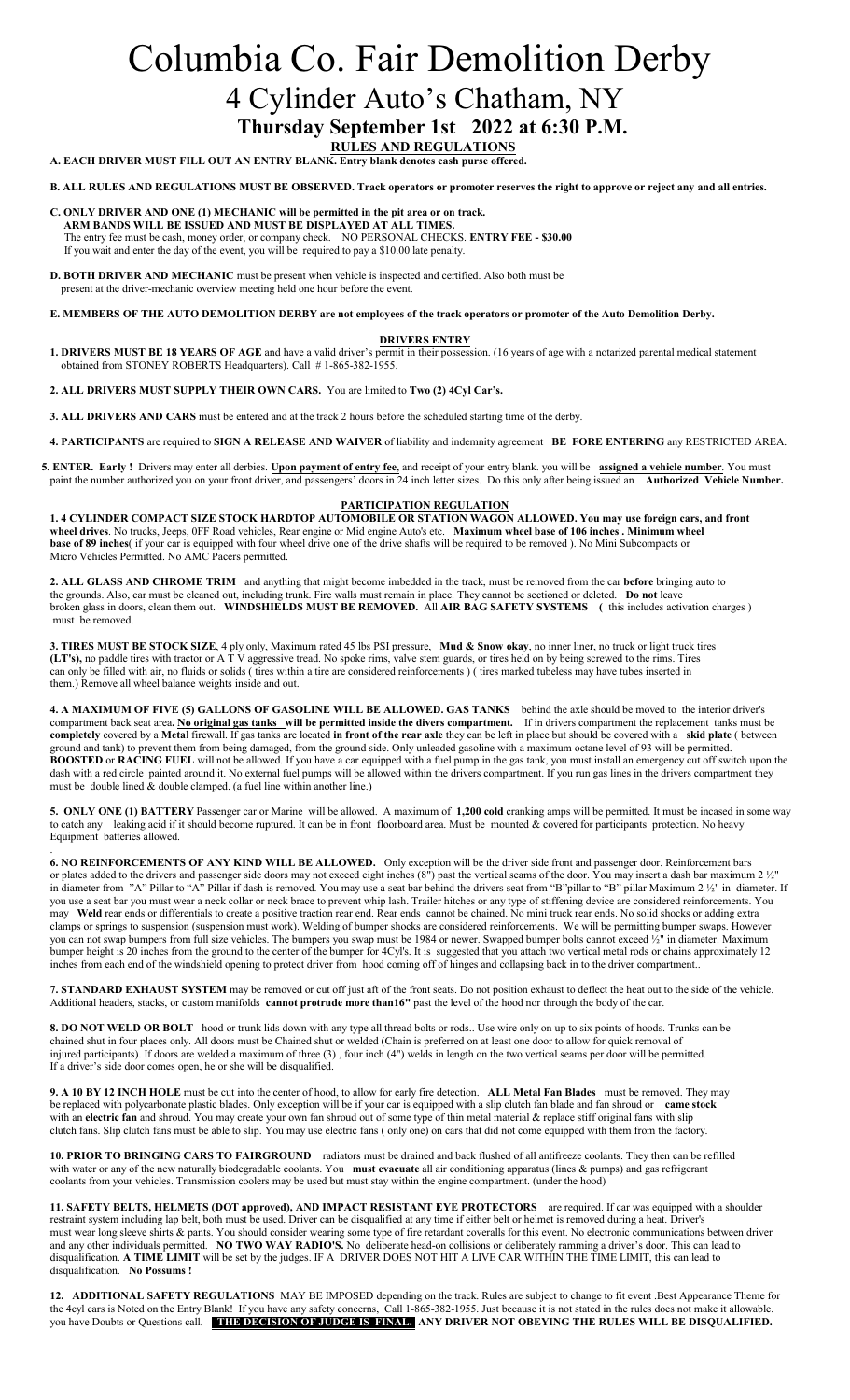# Columbia Co. Fair Demolition Derby

## 4 Cylinder Auto's Chatham, NY

### Thursday September 1st 2022 at 6:30 P.M.

**RULES AND REGULATIONS**

**A. EACH DRIVER MUST FILL OUT AN ENTRY BLANK. Entry blank denotes cash purse offered.**

**B. ALL RULES AND REGULATIONS MUST BE OBSERVED. Track operators or promoter reserves the right to approve or reject any and all entries.**

**C. ONLY DRIVER AND ONE (1) MECHANIC will be permitted in the pit area or on track.**
**ARM BANDS WILL BE ISSUED AND MUST BE DISPLAYED AT ALL TIMES.**
The entry fee must be cash, money order, or company check. NO PERSONAL CHECKS. **ENTRY FEE - $30.00**
If you wait and enter the day of the event, you will be required to pay a $10.00 late penalty.

**D. BOTH DRIVER AND MECHANIC** must be present when vehicle is inspected and certified. Also both must be present at the driver-mechanic overview meeting held one hour before the event.

**E. MEMBERS OF THE AUTO DEMOLITION DERBY are not employees of the track operators or promoter of the Auto Demolition Derby.**

**DRIVERS ENTRY**

1. **DRIVERS MUST BE 18 YEARS OF AGE** and have a valid driver's permit in their possession. (16 years of age with a notarized parental medical statement obtained from STONEY ROBERTS Headquarters). Call # 1-865-382-1955.

2. **ALL DRIVERS MUST SUPPLY THEIR OWN CARS.** You are limited to **Two (2) 4Cyl Car's.**

3. **ALL DRIVERS AND CARS** must be entered and at the track 2 hours before the scheduled starting time of the derby.

4. **PARTICIPANTS** are required to **SIGN A RELEASE AND WAIVER** of liability and indemnity agreement **BE FORE ENTERING** any RESTRICTED AREA.

5. **ENTER. Early !** Drivers may enter all derbies. **Upon payment of entry fee,** and receipt of your entry blank. you will be **assigned a vehicle number**. You must paint the number authorized you on your front driver, and passengers' doors in 24 inch letter sizes. Do this only after being issued an **Authorized Vehicle Number.**

**PARTICIPATION REGULATION**

1. **4 CYLINDER COMPACT SIZE STOCK HARDTOP AUTOMOBILE OR STATION WAGON ALLOWED. You may use foreign cars, and front wheel drives**. No trucks, Jeeps, 0FF Road vehicles, Rear engine or Mid engine Auto's etc. **Maximum wheel base of 106 inches . Minimum wheel base of 89 inches**( if your car is equipped with four wheel drive one of the drive shafts will be required to be removed ). No Mini Subcompacts or Micro Vehicles Permitted. No AMC Pacers permitted.

2. **ALL GLASS AND CHROME TRIM** and anything that might become imbedded in the track, must be removed from the car **before** bringing auto to the grounds. Also, car must be cleaned out, including trunk. Fire walls must remain in place. They cannot be sectioned or deleted. **Do not** leave broken glass in doors, clean them out. **WINDSHIELDS MUST BE REMOVED.** All **AIR BAG SAFETY SYSTEMS (** this includes activation charges ) must be removed.

3. **TIRES MUST BE STOCK SIZE**, 4 ply only, Maximum rated 45 lbs PSI pressure, **Mud & Snow okay**, no inner liner, no truck or light truck tires **(LT's),** no paddle tires with tractor or A T V aggressive tread. No spoke rims, valve stem guards, or tires held on by being screwed to the rims. Tires can only be filled with air, no fluids or solids ( tires within a tire are considered reinforcements ) ( tires marked tubeless may have tubes inserted in them.) Remove all wheel balance weights inside and out.

4. **A MAXIMUM OF FIVE (5) GALLONS OF GASOLINE WILL BE ALLOWED. GAS TANKS** behind the axle should be moved to the interior driver's compartment back seat area**. No original gas tanks will be permitted inside the divers compartment.** If in drivers compartment the replacement tanks must be **completely** covered by a **Meta**l firewall. If gas tanks are located **in front of the rear axle** they can be left in place but should be covered with a **skid plate** ( between ground and tank) to prevent them from being damaged, from the ground side. Only unleaded gasoline with a maximum octane level of 93 will be permitted. **BOOSTED** or **RACING FUEL** will not be allowed. If you have a car equipped with a fuel pump in the gas tank, you must install an emergency cut off switch upon the dash with a red circle painted around it. No external fuel pumps will be allowed within the drivers compartment. If you run gas lines in the drivers compartment they must be double lined & double clamped. (a fuel line within another line.)

5. **ONLY ONE (1) BATTERY** Passenger car or Marine will be allowed. A maximum of **1,200 cold** cranking amps will be permitted. It must be incased in some way to catch any leaking acid if it should become ruptured. It can be in front floorboard area. Must be mounted & covered for participants protection. No heavy Equipment batteries allowed.

6. **NO REINFORCEMENTS OF ANY KIND WILL BE ALLOWED.** Only exception will be the driver side front and passenger door. Reinforcement bars or plates added to the drivers and passenger side doors may not exceed eight inches (8") past the vertical seams of the door. You may insert a dash bar maximum 2 ½" in diameter from "A" Pillar to "A" Pillar if dash is removed. You may use a seat bar behind the drivers seat from "B"pillar to "B" pillar Maximum 2 ½" in diameter. If you use a seat bar you must wear a neck collar or neck brace to prevent whip lash. Trailer hitches or any type of stiffening device are considered reinforcements. You may **Weld** rear ends or differentials to create a positive traction rear end. Rear ends cannot be chained. No mini truck rear ends. No solid shocks or adding extra clamps or springs to suspension (suspension must work). Welding of bumper shocks are considered reinforcements. We will be permitting bumper swaps. However you can not swap bumpers from full size vehicles. The bumpers you swap must be 1984 or newer. Swapped bumper bolts cannot exceed ½" in diameter. Maximum bumper height is 20 inches from the ground to the center of the bumper for 4Cyl's. It is suggested that you attach two vertical metal rods or chains approximately 12 inches from each end of the windshield opening to protect driver from hood coming off of hinges and collapsing back in to the driver compartment..

7. **STANDARD EXHAUST SYSTEM** may be removed or cut off just aft of the front seats. Do not position exhaust to deflect the heat out to the side of the vehicle. Additional headers, stacks, or custom manifolds **cannot protrude more than16"** past the level of the hood nor through the body of the car.

8. **DO NOT WELD OR BOLT** hood or trunk lids down with any type all thread bolts or rods.. Use wire only on up to six points of hoods. Trunks can be chained shut in four places only. All doors must be Chained shut or welded (Chain is preferred on at least one door to allow for quick removal of injured participants). If doors are welded a maximum of three (3) , four inch (4") welds in length on the two vertical seams per door will be permitted. If a driver's side door comes open, he or she will be disqualified.

9. **A 10 BY 12 INCH HOLE** must be cut into the center of hood, to allow for early fire detection. **ALL Metal Fan Blades** must be removed. They may be replaced with polycarbonate plastic blades. Only exception will be if your car is equipped with a slip clutch fan blade and fan shroud or **came stock** with an **electric fan** and shroud. You may create your own fan shroud out of some type of thin metal material & replace stiff original fans with slip clutch fans. Slip clutch fans must be able to slip. You may use electric fans ( only one) on cars that did not come equipped with them from the factory.

10. **PRIOR TO BRINGING CARS TO FAIRGROUND** radiators must be drained and back flushed of all antifreeze coolants. They then can be refilled with water or any of the new naturally biodegradable coolants. You **must evacuate** all air conditioning apparatus (lines & pumps) and gas refrigerant coolants from your vehicles. Transmission coolers may be used but must stay within the engine compartment. (under the hood)

11. **SAFETY BELTS, HELMETS (DOT approved), AND IMPACT RESISTANT EYE PROTECTORS** are required. If car was equipped with a shoulder restraint system including lap belt, both must be used. Driver can be disqualified at any time if either belt or helmet is removed during a heat. Driver's must wear long sleeve shirts & pants. You should consider wearing some type of fire retardant coveralls for this event. No electronic communications between driver and any other individuals permitted. **NO TWO WAY RADIO'S.** No deliberate head-on collisions or deliberately ramming a driver's door. This can lead to disqualification. **A TIME LIMIT** will be set by the judges. IF A DRIVER DOES NOT HIT A LIVE CAR WITHIN THE TIME LIMIT, this can lead to disqualification. **No Possums !**

12. **ADDITIONAL SAFETY REGULATIONS** MAY BE IMPOSED depending on the track. Rules are subject to change to fit event .Best Appearance Theme for the 4cyl cars is Noted on the Entry Blank! If you have any safety concerns, Call 1-865-382-1955. Just because it is not stated in the rules does not make it allowable. you have Doubts or Questions call. **THE DECISION OF JUDGE IS FINAL. ANY DRIVER NOT OBEYING THE RULES WILL BE DISQUALIFIED.**